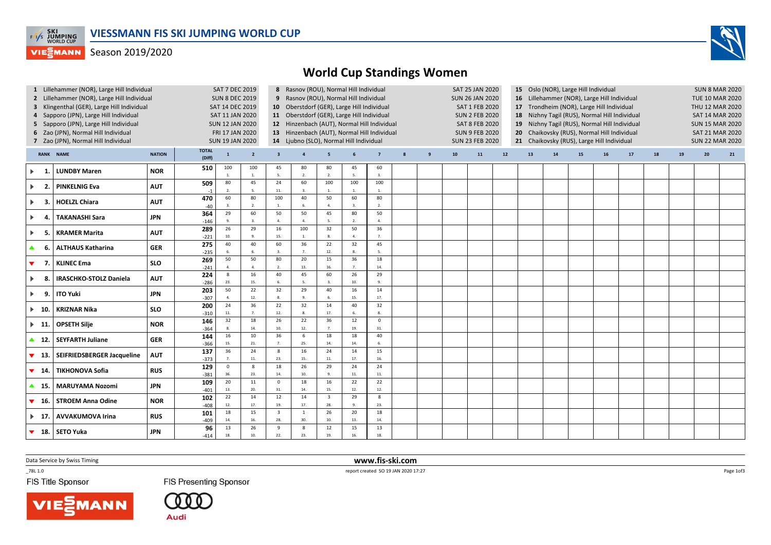# VIESSMANN FIS SKI JUMPING WORLD CUP

Season 2019/2020

## World Cup Standings Women

| No. | Competition | Date |
|---|---|---|
| 1 | Lillehammer (NOR), Large Hill Individual | SAT 7 DEC 2019 |
| 2 | Lillehammer (NOR), Large Hill Individual | SUN 8 DEC 2019 |
| 3 | Klingenthal (GER), Large Hill Individual | SAT 14 DEC 2019 |
| 4 | Sapporo (JPN), Large Hill Individual | SAT 11 JAN 2020 |
| 5 | Sapporo (JPN), Large Hill Individual | SUN 12 JAN 2020 |
| 6 | Zao (JPN), Normal Hill Individual | FRI 17 JAN 2020 |
| 7 | Zao (JPN), Normal Hill Individual | SUN 19 JAN 2020 |
| 8 | Rasnov (ROU), Normal Hill Individual | SAT 25 JAN 2020 |
| 9 | Rasnov (ROU), Normal Hill Individual | SUN 26 JAN 2020 |
| 10 | Oberstdorf (GER), Large Hill Individual | SAT 1 FEB 2020 |
| 11 | Oberstdorf (GER), Large Hill Individual | SUN 2 FEB 2020 |
| 12 | Hinzenbach (AUT), Normal Hill Individual | SAT 8 FEB 2020 |
| 13 | Hinzenbach (AUT), Normal Hill Individual | SUN 9 FEB 2020 |
| 14 | Ljubno (SLO), Normal Hill Individual | SUN 23 FEB 2020 |
| 15 | Oslo (NOR), Large Hill Individual | SUN 8 MAR 2020 |
| 16 | Lillehammer (NOR), Large Hill Individual | TUE 10 MAR 2020 |
| 17 | Trondheim (NOR), Large Hill Individual | THU 12 MAR 2020 |
| 18 | Nizhny Tagil (RUS), Normal Hill Individual | SAT 14 MAR 2020 |
| 19 | Nizhny Tagil (RUS), Normal Hill Individual | SUN 15 MAR 2020 |
| 20 | Chaikovsky (RUS), Normal Hill Individual | SAT 21 MAR 2020 |
| 21 | Chaikovsky (RUS), Large Hill Individual | SUN 22 MAR 2020 |

| RANK | NAME | NATION | TOTAL (Diff) | 1 | 2 | 3 | 4 | 5 | 6 | 7 | 8 | 9 | 10 | 11 | 12 | 13 | 14 | 15 | 16 | 17 | 18 | 19 | 20 | 21 |
|---|---|---|---|---|---|---|---|---|---|---|---|---|---|---|---|---|---|---|---|---|---|---|---|---|
| 1. | LUNDBY Maren | NOR | 510 | 100 (1.) | 100 (1.) | 45 (5.) | 80 (2.) | 80 (2.) | 45 (5.) | 60 (3.) | | | | | | | | | | | | | | |
| 2. | PINKELNIG Eva | AUT | 509 (-1) | 80 (2.) | 45 (5.) | 24 (11.) | 60 (3.) | 100 (1.) | 100 (1.) | 100 (1.) | | | | | | | | | | | | | | |
| 3. | HOELZL Chiara | AUT | 470 (-40) | 60 (3.) | 80 (2.) | 100 (1.) | 40 (6.) | 50 (4.) | 60 (3.) | 80 (2.) | | | | | | | | | | | | | | |
| 4. | TAKANASHI Sara | JPN | 364 (-146) | 29 (9.) | 60 (3.) | 50 (4.) | 50 (4.) | 45 (5.) | 80 (2.) | 50 (4.) | | | | | | | | | | | | | | |
| 5. | KRAMER Marita | AUT | 289 (-221) | 26 (10.) | 29 (9.) | 16 (15.) | 100 (1.) | 32 (8.) | 50 (4.) | 36 (7.) | | | | | | | | | | | | | | |
| 6. | ALTHAUS Katharina | GER | 275 (-235) | 40 (6.) | 40 (6.) | 60 (3.) | 36 (7.) | 22 (12.) | 32 (8.) | 45 (5.) | | | | | | | | | | | | | | |
| 7. | KLINEC Ema | SLO | 269 (-241) | 50 (4.) | 50 (4.) | 80 (2.) | 20 (13.) | 15 (16.) | 36 (7.) | 18 (14.) | | | | | | | | | | | | | | |
| 8. | IRASCHKO-STOLZ Daniela | AUT | 224 (-286) | 8 (23.) | 16 (15.) | 40 (6.) | 45 (5.) | 60 (3.) | 26 (10.) | 29 (9.) | | | | | | | | | | | | | | |
| 9. | ITO Yuki | JPN | 203 (-307) | 50 (4.) | 22 (12.) | 32 (8.) | 29 (9.) | 40 (6.) | 16 (15.) | 14 (17.) | | | | | | | | | | | | | | |
| 10. | KRIZNAR Nika | SLO | 200 (-310) | 24 (11.) | 36 (7.) | 22 (12.) | 32 (8.) | 14 (17.) | 40 (6.) | 32 (8.) | | | | | | | | | | | | | | |
| 11. | OPSETH Silje | NOR | 146 (-364) | 32 (8.) | 18 (14.) | 26 (10.) | 22 (12.) | 36 (7.) | 12 (19.) | 0 (31.) | | | | | | | | | | | | | | |
| 12. | SEYFARTH Juliane | GER | 144 (-366) | 16 (15.) | 10 (21.) | 36 (7.) | 6 (25.) | 18 (14.) | 18 (14.) | 40 (6.) | | | | | | | | | | | | | | |
| 13. | SEIFRIEDSBERGER Jacqueline | AUT | 137 (-373) | 36 (7.) | 24 (11.) | 8 (23.) | 16 (15.) | 24 (11.) | 14 (17.) | 15 (16.) | | | | | | | | | | | | | | |
| 14. | TIKHONOVA Sofia | RUS | 129 (-381) | 0 (36.) | 8 (23.) | 18 (14.) | 26 (10.) | 29 (9.) | 24 (11.) | 24 (11.) | | | | | | | | | | | | | | |
| 15. | MARUYAMA Nozomi | JPN | 109 (-401) | 20 (13.) | 11 (20.) | 0 (31.) | 18 (14.) | 16 (15.) | 22 (12.) | 22 (12.) | | | | | | | | | | | | | | |
| 16. | STROEM Anna Odine | NOR | 102 (-408) | 22 (12.) | 14 (17.) | 12 (19.) | 14 (17.) | 3 (28.) | 29 (9.) | 8 (23.) | | | | | | | | | | | | | | |
| 17. | AVVAKUMOVA Irina | RUS | 101 (-409) | 18 (14.) | 15 (16.) | 3 (28.) | 1 (30.) | 26 (10.) | 20 (13.) | 18 (14.) | | | | | | | | | | | | | | |
| 18. | SETO Yuka | JPN | 96 (-414) | 13 (18.) | 26 (10.) | 9 (22.) | 8 (23.) | 12 (19.) | 15 (16.) | 13 (18.) | | | | | | | | | | | | | | |

Data Service by Swiss Timing

www.fis-ski.com

_78L 1.0

report created SO 19 JAN 2020 17:27

FIS Title Sponsor

FIS Presenting Sponsor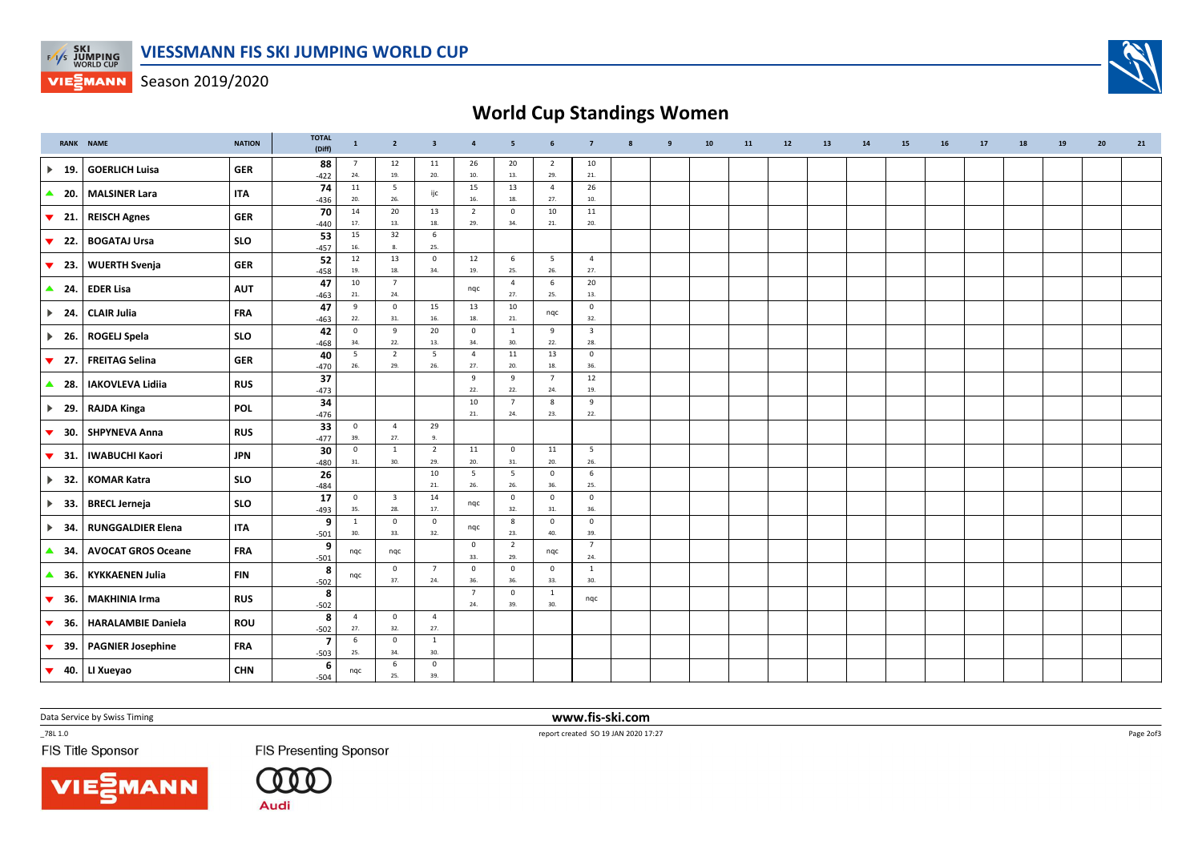# VIESSMANN FIS SKI JUMPING WORLD CUP

Season 2019/2020

## World Cup Standings Women

| | RANK | NAME | NATION | TOTAL (Diff) | 1 | 2 | 3 | 4 | 5 | 6 | 7 | 8 | 9 | 10 | 11 | 12 | 13 | 14 | 15 | 16 | 17 | 18 | 19 | 20 | 21 |
|---|---|---|---|---|---|---|---|---|---|---|---|---|---|---|---|---|---|---|---|---|---|---|---|---|---|
| ► | 19. | GOERLICH Luisa | GER | 88 -422 | 7 24. | 12 19. | 11 20. | 26 10. | 20 13. | 2 29. | 10 21. | | | | | | | | | | | | | | |
| ▲ | 20. | MALSINER Lara | ITA | 74 -436 | 11 20. | 5 26. | ijc | 15 16. | 13 18. | 4 27. | 26 10. | | | | | | | | | | | | | | |
| ▼ | 21. | REISCH Agnes | GER | 70 -440 | 14 17. | 20 13. | 13 18. | 2 29. | 0 34. | 10 21. | 11 20. | | | | | | | | | | | | | | |
| ▼ | 22. | BOGATAJ Ursa | SLO | 53 -457 | 15 16. | 32 8. | 6 25. | | | | | | | | | | | | | | | | | | |
| ▼ | 23. | WUERTH Svenja | GER | 52 -458 | 12 19. | 13 18. | 0 34. | 12 19. | 6 25. | 5 26. | 4 27. | | | | | | | | | | | | | | |
| ▲ | 24. | EDER Lisa | AUT | 47 -463 | 10 21. | 7 24. | | nqc | 4 27. | 6 25. | 20 13. | | | | | | | | | | | | | | |
| ► | 24. | CLAIR Julia | FRA | 47 -463 | 9 22. | 0 31. | 15 16. | 13 18. | 10 21. | nqc | 0 32. | | | | | | | | | | | | | | |
| ► | 26. | ROGELJ Spela | SLO | 42 -468 | 0 34. | 9 22. | 20 13. | 0 34. | 1 30. | 9 22. | 3 28. | | | | | | | | | | | | | | |
| ▼ | 27. | FREITAG Selina | GER | 40 -470 | 5 26. | 2 29. | 5 26. | 4 27. | 11 20. | 13 18. | 0 36. | | | | | | | | | | | | | | |
| ▲ | 28. | IAKOVLEVA Lidiia | RUS | 37 -473 | | | | 9 22. | 9 22. | 7 24. | 12 19. | | | | | | | | | | | | | | |
| ► | 29. | RAJDA Kinga | POL | 34 -476 | | | | 10 21. | 7 24. | 8 23. | 9 22. | | | | | | | | | | | | | | |
| ▼ | 30. | SHPYNEVA Anna | RUS | 33 -477 | 0 39. | 4 27. | 29 9. | | | | | | | | | | | | | | | | | | |
| ▼ | 31. | IWABUCHI Kaori | JPN | 30 -480 | 0 31. | 1 30. | 2 29. | 11 20. | 0 31. | 11 20. | 5 26. | | | | | | | | | | | | | | |
| ► | 32. | KOMAR Katra | SLO | 26 -484 | | | 10 21. | 5 26. | 5 26. | 0 36. | 6 25. | | | | | | | | | | | | | | |
| ► | 33. | BRECL Jerneja | SLO | 17 -493 | 0 35. | 3 28. | 14 17. | nqc | 0 32. | 0 31. | 0 36. | | | | | | | | | | | | | | |
| ► | 34. | RUNGGALDIER Elena | ITA | 9 -501 | 1 30. | 0 33. | 0 32. | nqc | 8 23. | 0 40. | 0 39. | | | | | | | | | | | | | | |
| ▲ | 34. | AVOCAT GROS Oceane | FRA | 9 -501 | nqc | nqc | | 0 33. | 2 29. | nqc | 7 24. | | | | | | | | | | | | | | |
| ▲ | 36. | KYKKAENEN Julia | FIN | 8 -502 | nqc | 0 37. | 7 24. | 0 36. | 0 36. | 0 33. | 1 30. | | | | | | | | | | | | | | |
| ▼ | 36. | MAKHINIA Irma | RUS | 8 -502 | | | | 7 24. | 0 39. | 1 30. | nqc | | | | | | | | | | | | | | |
| ▼ | 36. | HARALAMBIE Daniela | ROU | 8 -502 | 4 27. | 0 32. | 4 27. | | | | | | | | | | | | | | | | | | |
| ▼ | 39. | PAGNIER Josephine | FRA | 7 -503 | 6 25. | 0 34. | 1 30. | | | | | | | | | | | | | | | | | | |
| ▼ | 40. | LI Xueyao | CHN | 6 -504 | nqc | 6 25. | 0 39. | | | | | | | | | | | | | | | | | | |

Data Service by Swiss Timing

www.fis-ski.com

_78L 1.0

report created SO 19 JAN 2020 17:27

FIS Title Sponsor

FIS Presenting Sponsor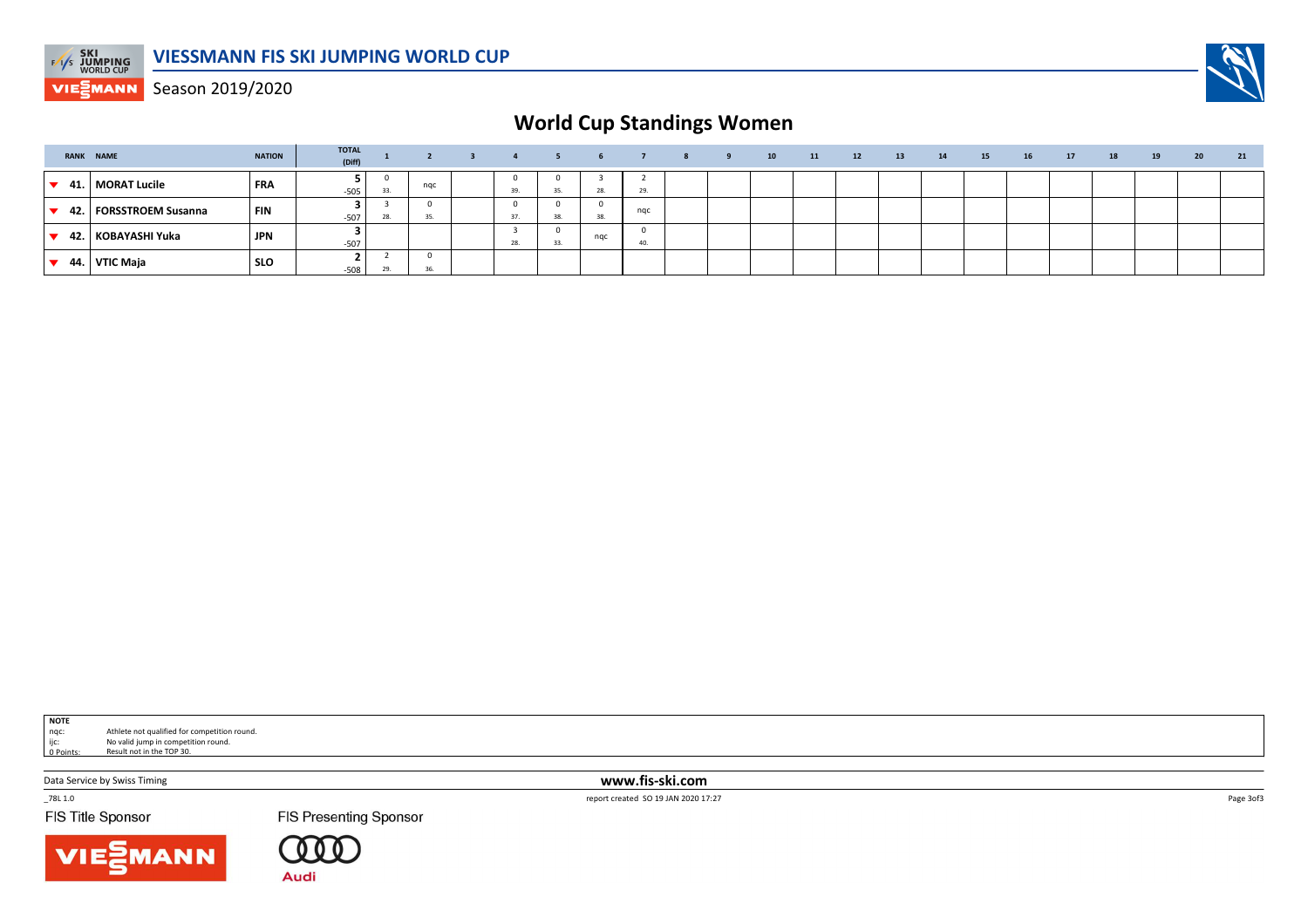# World Cup Standings Women

| RANK | NAME | NATION | TOTAL (Diff) | 1 | 2 | 3 | 4 | 5 | 6 | 7 | 8 | 9 | 10 | 11 | 12 | 13 | 14 | 15 | 16 | 17 | 18 | 19 | 20 | 21 |
|---|---|---|---|---|---|---|---|---|---|---|---|---|---|---|---|---|---|---|---|---|---|---|---|---|
| ▼ 41. | MORAT Lucile | FRA | 5 -505 | 0 33. | nqc | | 0 39. | 0 35. | 3 28. | 2 29. | | | | | | | | | | | | | | |
| ▼ 42. | FORSSTROEM Susanna | FIN | 3 -507 | 3 28. | 0 35. | | 0 37. | 0 38. | 0 38. | nqc | | | | | | | | | | | | | | |
| ▼ 42. | KOBAYASHI Yuka | JPN | 3 -507 | | | | 3 28. | 0 33. | nqc | 0 40. | | | | | | | | | | | | | | |
| ▼ 44. | VTIC Maja | SLO | 2 -508 | 2 29. | 0 36. | | | | | | | | | | | | | | | | | | | |

**NOTE**

nqc: Athlete not qualified for competition round.
ijc: No valid jump in competition round.
0 Points: Result not in the TOP 30.

Data Service by Swiss Timing

www.fis-ski.com

_78L 1.0

report created SO 19 JAN 2020 17:27

FIS Title Sponsor

FIS Presenting Sponsor